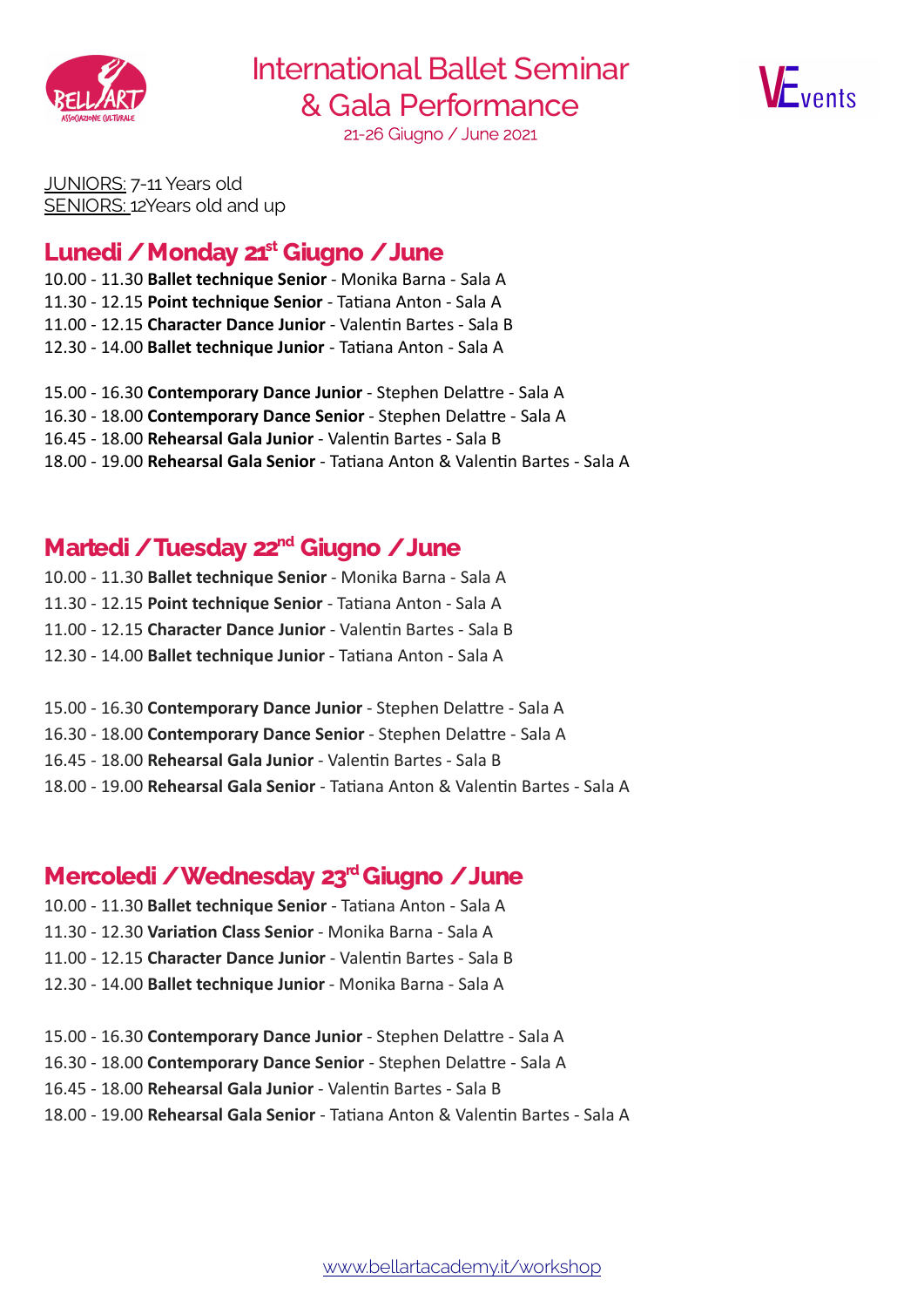# International Ballet Seminar & Gala Performance

21-26 Giugno / June 2021

JUNIORS: 7-11 Years old
SENIORS: 12Years old and up

## Lunedi / Monday 21st Giugno / June

10.00 - 11.30 **Ballet technique Senior** - Monika Barna - Sala A
11.30 - 12.15 **Point technique Senior** - Tatiana Anton - Sala A
11.00 - 12.15 **Character Dance Junior** - Valentin Bartes - Sala B
12.30 - 14.00 **Ballet technique Junior** - Tatiana Anton - Sala A

15.00 - 16.30 **Contemporary Dance Junior** - Stephen Delattre - Sala A
16.30 - 18.00 **Contemporary Dance Senior** - Stephen Delattre - Sala A
16.45 - 18.00 **Rehearsal Gala Junior** - Valentin Bartes - Sala B
18.00 - 19.00 **Rehearsal Gala Senior** - Tatiana Anton & Valentin Bartes - Sala A

## Martedi / Tuesday 22nd Giugno / June

10.00 - 11.30 **Ballet technique Senior** - Monika Barna - Sala A
11.30 - 12.15 **Point technique Senior** - Tatiana Anton - Sala A
11.00 - 12.15 **Character Dance Junior** - Valentin Bartes - Sala B
12.30 - 14.00 **Ballet technique Junior** - Tatiana Anton - Sala A

15.00 - 16.30 **Contemporary Dance Junior** - Stephen Delattre - Sala A
16.30 - 18.00 **Contemporary Dance Senior** - Stephen Delattre - Sala A
16.45 - 18.00 **Rehearsal Gala Junior** - Valentin Bartes - Sala B
18.00 - 19.00 **Rehearsal Gala Senior** - Tatiana Anton & Valentin Bartes - Sala A

## Mercoledi / Wednesday 23rd Giugno / June

10.00 - 11.30 **Ballet technique Senior** - Tatiana Anton - Sala A
11.30 - 12.30 **Variation Class Senior** - Monika Barna - Sala A
11.00 - 12.15 **Character Dance Junior** - Valentin Bartes - Sala B
12.30 - 14.00 **Ballet technique Junior** - Monika Barna - Sala A

15.00 - 16.30 **Contemporary Dance Junior** - Stephen Delattre - Sala A
16.30 - 18.00 **Contemporary Dance Senior** - Stephen Delattre - Sala A
16.45 - 18.00 **Rehearsal Gala Junior** - Valentin Bartes - Sala B
18.00 - 19.00 **Rehearsal Gala Senior** - Tatiana Anton & Valentin Bartes - Sala A

www.bellartacademy.it/workshop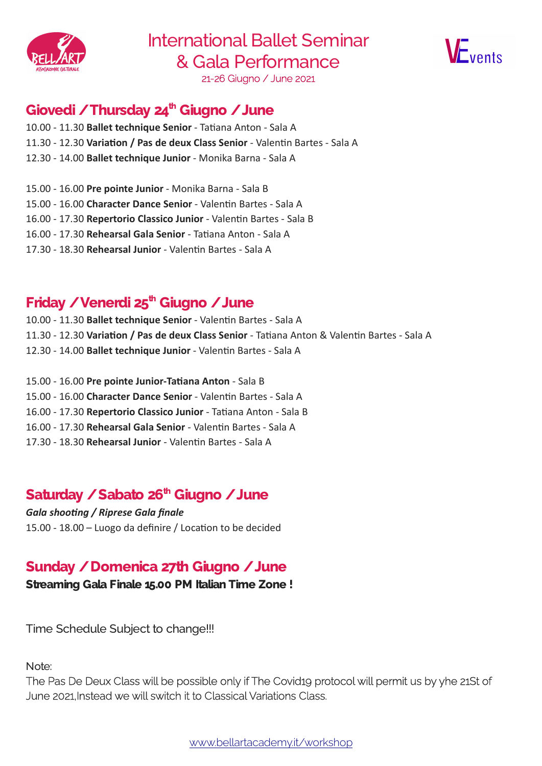# International Ballet Seminar & Gala Performance

21-26 Giugno / June 2021

## Giovedi / Thursday 24th Giugno / June

10.00 - 11.30 **Ballet technique Senior** - Tatiana Anton - Sala A
11.30 - 12.30 **Variation / Pas de deux Class Senior** - Valentin Bartes - Sala A
12.30 - 14.00 **Ballet technique Junior** - Monika Barna - Sala A

15.00 - 16.00 **Pre pointe Junior** - Monika Barna - Sala B
15.00 - 16.00 **Character Dance Senior** - Valentin Bartes - Sala A
16.00 - 17.30 **Repertorio Classico Junior** - Valentin Bartes - Sala B
16.00 - 17.30 **Rehearsal Gala Senior** - Tatiana Anton - Sala A
17.30 - 18.30 **Rehearsal Junior** - Valentin Bartes - Sala A

## Friday / Venerdi 25th Giugno / June

10.00 - 11.30 **Ballet technique Senior** - Valentin Bartes - Sala A
11.30 - 12.30 **Variation / Pas de deux Class Senior** - Tatiana Anton & Valentin Bartes - Sala A
12.30 - 14.00 **Ballet technique Junior** - Valentin Bartes - Sala A

15.00 - 16.00 **Pre pointe Junior-Tatiana Anton** - Sala B
15.00 - 16.00 **Character Dance Senior** - Valentin Bartes - Sala A
16.00 - 17.30 **Repertorio Classico Junior** - Tatiana Anton - Sala B
16.00 - 17.30 **Rehearsal Gala Senior** - Valentin Bartes - Sala A
17.30 - 18.30 **Rehearsal Junior** - Valentin Bartes - Sala A

## Saturday / Sabato 26th Giugno / June

***Gala shooting / Riprese Gala finale***
15.00 - 18.00 – Luogo da definire / Location to be decided

## Sunday / Domenica 27th Giugno / June

**Streaming Gala Finale 15.00 PM Italian Time Zone !**

Time Schedule Subject to change!!!

Note:
The Pas De Deux Class will be possible only if The Covid19 protocol will permit us by yhe 21St of June 2021,Instead we will switch it to Classical Variations Class.

www.bellartacademy.it/workshop